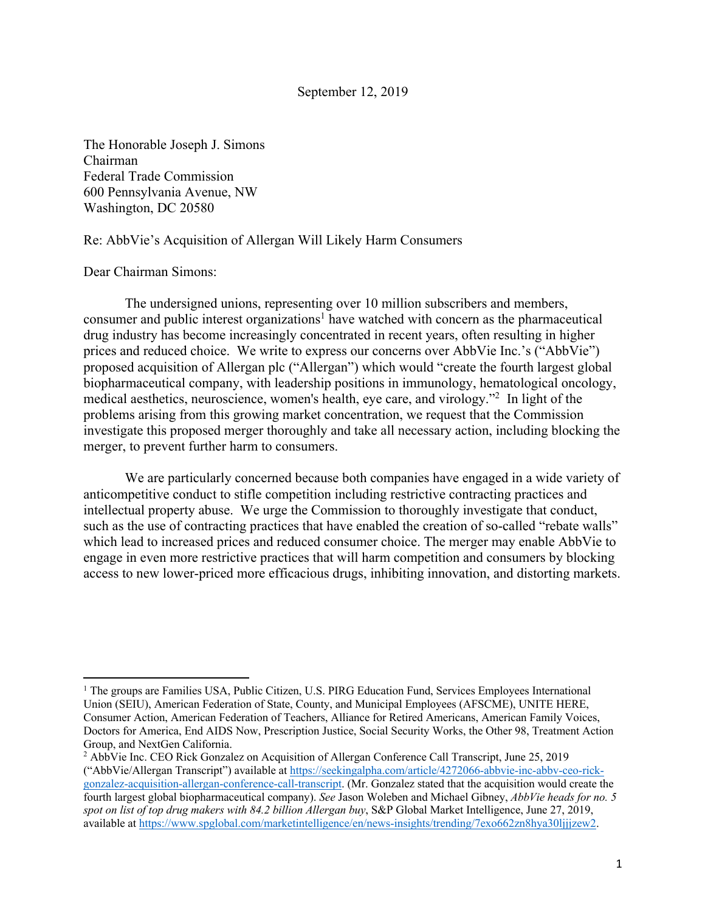September 12, 2019

The Honorable Joseph J. Simons
Chairman
Federal Trade Commission
600 Pennsylvania Avenue, NW
Washington, DC 20580

Re: AbbVie's Acquisition of Allergan Will Likely Harm Consumers

Dear Chairman Simons:

The undersigned unions, representing over 10 million subscribers and members, consumer and public interest organizations[1] have watched with concern as the pharmaceutical drug industry has become increasingly concentrated in recent years, often resulting in higher prices and reduced choice. We write to express our concerns over AbbVie Inc.'s ("AbbVie") proposed acquisition of Allergan plc ("Allergan") which would "create the fourth largest global biopharmaceutical company, with leadership positions in immunology, hematological oncology, medical aesthetics, neuroscience, women's health, eye care, and virology."[2] In light of the problems arising from this growing market concentration, we request that the Commission investigate this proposed merger thoroughly and take all necessary action, including blocking the merger, to prevent further harm to consumers.

We are particularly concerned because both companies have engaged in a wide variety of anticompetitive conduct to stifle competition including restrictive contracting practices and intellectual property abuse. We urge the Commission to thoroughly investigate that conduct, such as the use of contracting practices that have enabled the creation of so-called "rebate walls" which lead to increased prices and reduced consumer choice. The merger may enable AbbVie to engage in even more restrictive practices that will harm competition and consumers by blocking access to new lower-priced more efficacious drugs, inhibiting innovation, and distorting markets.

---

[1] The groups are Families USA, Public Citizen, U.S. PIRG Education Fund, Services Employees International Union (SEIU), American Federation of State, County, and Municipal Employees (AFSCME), UNITE HERE, Consumer Action, American Federation of Teachers, Alliance for Retired Americans, American Family Voices, Doctors for America, End AIDS Now, Prescription Justice, Social Security Works, the Other 98, Treatment Action Group, and NextGen California.

[2] AbbVie Inc. CEO Rick Gonzalez on Acquisition of Allergan Conference Call Transcript, June 25, 2019 ("AbbVie/Allergan Transcript") available at https://seekingalpha.com/article/4272066-abbvie-inc-abbv-ceo-rick-gonzalez-acquisition-allergan-conference-call-transcript. (Mr. Gonzalez stated that the acquisition would create the fourth largest global biopharmaceutical company). *See* Jason Woleben and Michael Gibney, *AbbVie heads for no. 5 spot on list of top drug makers with 84.2 billion Allergan buy*, S&P Global Market Intelligence, June 27, 2019, available at https://www.spglobal.com/marketintelligence/en/news-insights/trending/7exo662zn8hya30ljjjzew2.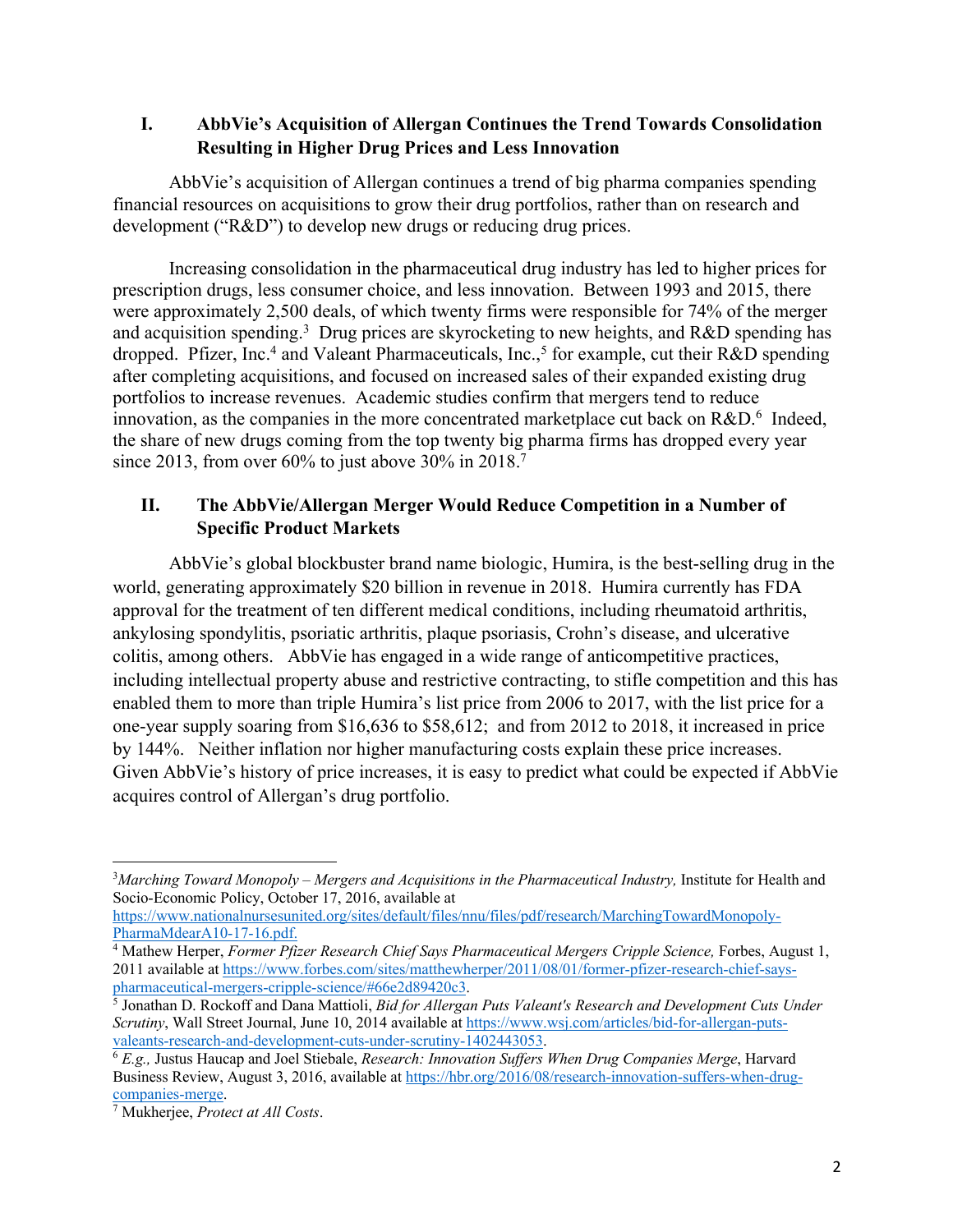## I. AbbVie's Acquisition of Allergan Continues the Trend Towards Consolidation Resulting in Higher Drug Prices and Less Innovation

AbbVie's acquisition of Allergan continues a trend of big pharma companies spending financial resources on acquisitions to grow their drug portfolios, rather than on research and development ("R&D") to develop new drugs or reducing drug prices.

Increasing consolidation in the pharmaceutical drug industry has led to higher prices for prescription drugs, less consumer choice, and less innovation. Between 1993 and 2015, there were approximately 2,500 deals, of which twenty firms were responsible for 74% of the merger and acquisition spending.[3] Drug prices are skyrocketing to new heights, and R&D spending has dropped. Pfizer, Inc.[4] and Valeant Pharmaceuticals, Inc.,[5] for example, cut their R&D spending after completing acquisitions, and focused on increased sales of their expanded existing drug portfolios to increase revenues. Academic studies confirm that mergers tend to reduce innovation, as the companies in the more concentrated marketplace cut back on R&D.[6] Indeed, the share of new drugs coming from the top twenty big pharma firms has dropped every year since 2013, from over 60% to just above 30% in 2018.[7]

## II. The AbbVie/Allergan Merger Would Reduce Competition in a Number of Specific Product Markets

AbbVie's global blockbuster brand name biologic, Humira, is the best-selling drug in the world, generating approximately $20 billion in revenue in 2018. Humira currently has FDA approval for the treatment of ten different medical conditions, including rheumatoid arthritis, ankylosing spondylitis, psoriatic arthritis, plaque psoriasis, Crohn's disease, and ulcerative colitis, among others. AbbVie has engaged in a wide range of anticompetitive practices, including intellectual property abuse and restrictive contracting, to stifle competition and this has enabled them to more than triple Humira's list price from 2006 to 2017, with the list price for a one-year supply soaring from $16,636 to $58,612; and from 2012 to 2018, it increased in price by 144%. Neither inflation nor higher manufacturing costs explain these price increases. Given AbbVie's history of price increases, it is easy to predict what could be expected if AbbVie acquires control of Allergan's drug portfolio.

---

[3] *Marching Toward Monopoly – Mergers and Acquisitions in the Pharmaceutical Industry,* Institute for Health and Socio-Economic Policy, October 17, 2016, available at https://www.nationalnursesunited.org/sites/default/files/nnu/files/pdf/research/MarchingTowardMonopoly-PharmaMdearA10-17-16.pdf.

[4] Mathew Herper, *Former Pfizer Research Chief Says Pharmaceutical Mergers Cripple Science,* Forbes, August 1, 2011 available at https://www.forbes.com/sites/matthewherper/2011/08/01/former-pfizer-research-chief-says-pharmaceutical-mergers-cripple-science/#66e2d89420c3.

[5] Jonathan D. Rockoff and Dana Mattioli, *Bid for Allergan Puts Valeant's Research and Development Cuts Under Scrutiny*, Wall Street Journal, June 10, 2014 available at https://www.wsj.com/articles/bid-for-allergan-puts-valeants-research-and-development-cuts-under-scrutiny-1402443053.

[6] *E.g.,* Justus Haucap and Joel Stiebale, *Research: Innovation Suffers When Drug Companies Merge*, Harvard Business Review, August 3, 2016, available at https://hbr.org/2016/08/research-innovation-suffers-when-drug-companies-merge.

[7] Mukherjee, *Protect at All Costs*.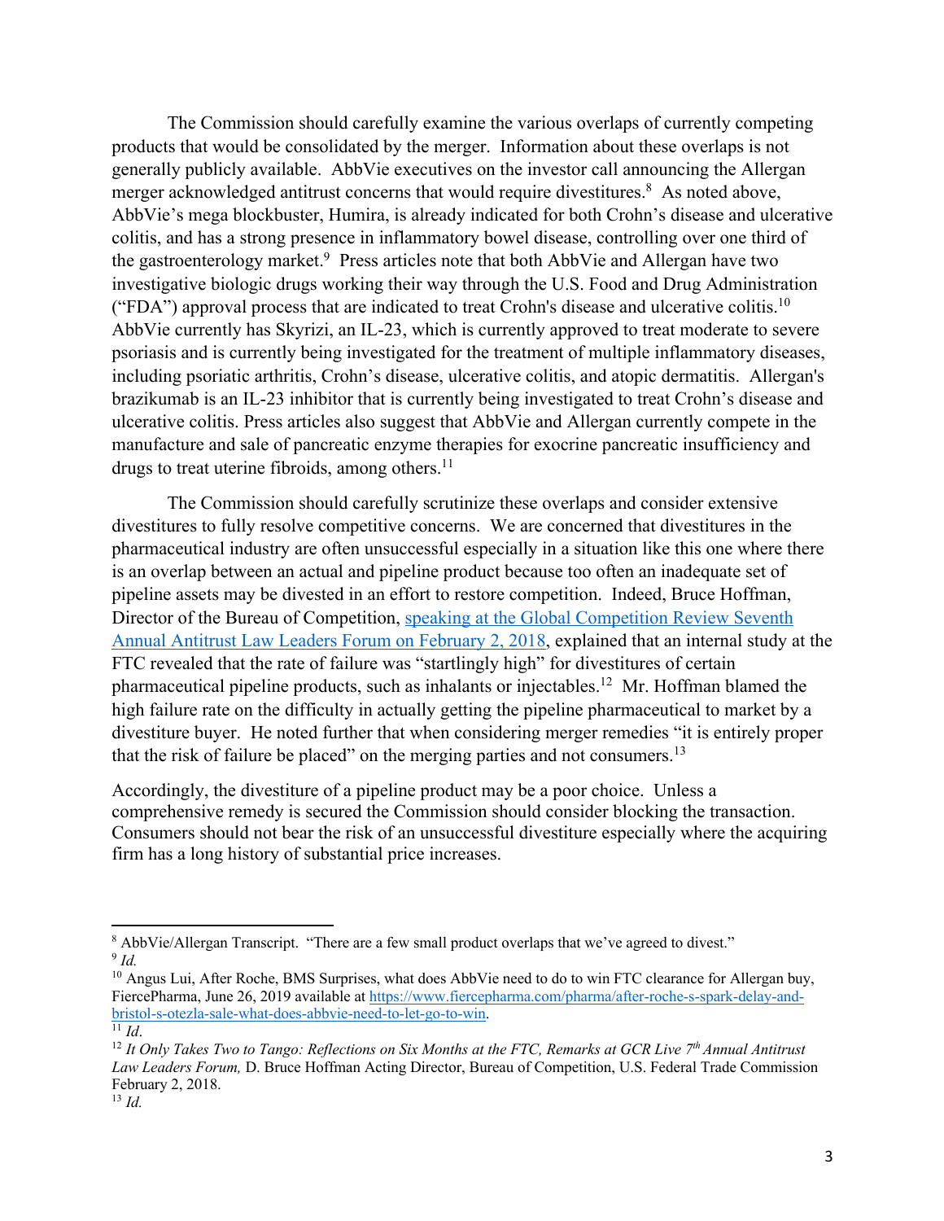The Commission should carefully examine the various overlaps of currently competing products that would be consolidated by the merger. Information about these overlaps is not generally publicly available. AbbVie executives on the investor call announcing the Allergan merger acknowledged antitrust concerns that would require divestitures.[8] As noted above, AbbVie's mega blockbuster, Humira, is already indicated for both Crohn's disease and ulcerative colitis, and has a strong presence in inflammatory bowel disease, controlling over one third of the gastroenterology market.[9] Press articles note that both AbbVie and Allergan have two investigative biologic drugs working their way through the U.S. Food and Drug Administration ("FDA") approval process that are indicated to treat Crohn's disease and ulcerative colitis.[10] AbbVie currently has Skyrizi, an IL-23, which is currently approved to treat moderate to severe psoriasis and is currently being investigated for the treatment of multiple inflammatory diseases, including psoriatic arthritis, Crohn's disease, ulcerative colitis, and atopic dermatitis. Allergan's brazikumab is an IL-23 inhibitor that is currently being investigated to treat Crohn's disease and ulcerative colitis. Press articles also suggest that AbbVie and Allergan currently compete in the manufacture and sale of pancreatic enzyme therapies for exocrine pancreatic insufficiency and drugs to treat uterine fibroids, among others.[11]

The Commission should carefully scrutinize these overlaps and consider extensive divestitures to fully resolve competitive concerns. We are concerned that divestitures in the pharmaceutical industry are often unsuccessful especially in a situation like this one where there is an overlap between an actual and pipeline product because too often an inadequate set of pipeline assets may be divested in an effort to restore competition. Indeed, Bruce Hoffman, Director of the Bureau of Competition, [speaking at the Global Competition Review Seventh Annual Antitrust Law Leaders Forum on February 2, 2018](), explained that an internal study at the FTC revealed that the rate of failure was "startlingly high" for divestitures of certain pharmaceutical pipeline products, such as inhalants or injectables.[12] Mr. Hoffman blamed the high failure rate on the difficulty in actually getting the pipeline pharmaceutical to market by a divestiture buyer. He noted further that when considering merger remedies "it is entirely proper that the risk of failure be placed" on the merging parties and not consumers.[13]

Accordingly, the divestiture of a pipeline product may be a poor choice. Unless a comprehensive remedy is secured the Commission should consider blocking the transaction. Consumers should not bear the risk of an unsuccessful divestiture especially where the acquiring firm has a long history of substantial price increases.

---

[8] AbbVie/Allergan Transcript. "There are a few small product overlaps that we've agreed to divest."

[9] *Id.*

[10] Angus Lui, After Roche, BMS Surprises, what does AbbVie need to do to win FTC clearance for Allergan buy, FiercePharma, June 26, 2019 available at https://www.fiercepharma.com/pharma/after-roche-s-spark-delay-and-bristol-s-otezla-sale-what-does-abbvie-need-to-let-go-to-win.

[11] *Id*.

[12] *It Only Takes Two to Tango: Reflections on Six Months at the FTC, Remarks at GCR Live 7th Annual Antitrust Law Leaders Forum,* D. Bruce Hoffman Acting Director, Bureau of Competition, U.S. Federal Trade Commission February 2, 2018.

[13] *Id.*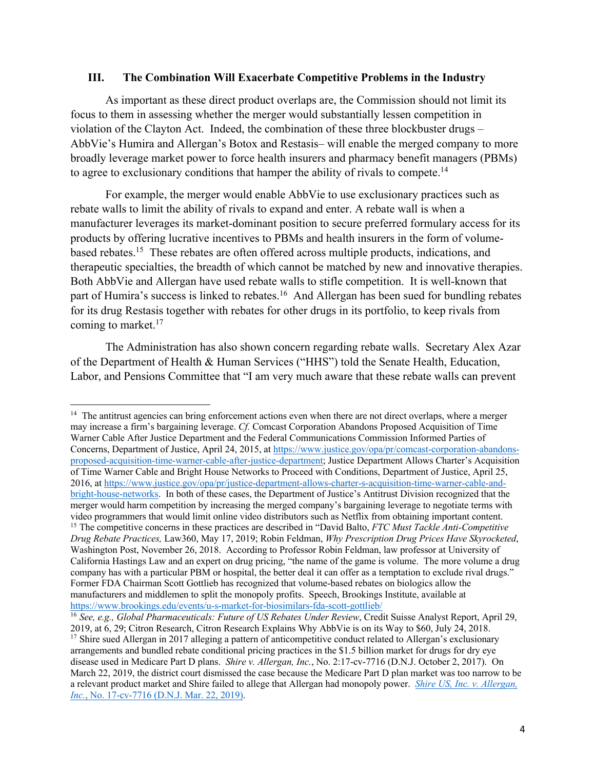### III. The Combination Will Exacerbate Competitive Problems in the Industry

As important as these direct product overlaps are, the Commission should not limit its focus to them in assessing whether the merger would substantially lessen competition in violation of the Clayton Act. Indeed, the combination of these three blockbuster drugs – AbbVie's Humira and Allergan's Botox and Restasis– will enable the merged company to more broadly leverage market power to force health insurers and pharmacy benefit managers (PBMs) to agree to exclusionary conditions that hamper the ability of rivals to compete.[14]

For example, the merger would enable AbbVie to use exclusionary practices such as rebate walls to limit the ability of rivals to expand and enter. A rebate wall is when a manufacturer leverages its market-dominant position to secure preferred formulary access for its products by offering lucrative incentives to PBMs and health insurers in the form of volume-based rebates.[15] These rebates are often offered across multiple products, indications, and therapeutic specialties, the breadth of which cannot be matched by new and innovative therapies. Both AbbVie and Allergan have used rebate walls to stifle competition. It is well-known that part of Humira's success is linked to rebates.[16] And Allergan has been sued for bundling rebates for its drug Restasis together with rebates for other drugs in its portfolio, to keep rivals from coming to market.[17]

The Administration has also shown concern regarding rebate walls. Secretary Alex Azar of the Department of Health & Human Services ("HHS") told the Senate Health, Education, Labor, and Pensions Committee that "I am very much aware that these rebate walls can prevent

---

[14] The antitrust agencies can bring enforcement actions even when there are not direct overlaps, where a merger may increase a firm's bargaining leverage. *Cf.* Comcast Corporation Abandons Proposed Acquisition of Time Warner Cable After Justice Department and the Federal Communications Commission Informed Parties of Concerns, Department of Justice, April 24, 2015, at https://www.justice.gov/opa/pr/comcast-corporation-abandons-proposed-acquisition-time-warner-cable-after-justice-department; Justice Department Allows Charter's Acquisition of Time Warner Cable and Bright House Networks to Proceed with Conditions, Department of Justice, April 25, 2016, at https://www.justice.gov/opa/pr/justice-department-allows-charter-s-acquisition-time-warner-cable-and-bright-house-networks. In both of these cases, the Department of Justice's Antitrust Division recognized that the merger would harm competition by increasing the merged company's bargaining leverage to negotiate terms with video programmers that would limit online video distributors such as Netflix from obtaining important content.

[15] The competitive concerns in these practices are described in "David Balto, *FTC Must Tackle Anti-Competitive Drug Rebate Practices,* Law360, May 17, 2019; Robin Feldman, *Why Prescription Drug Prices Have Skyrocketed*, Washington Post, November 26, 2018. According to Professor Robin Feldman, law professor at University of California Hastings Law and an expert on drug pricing, "the name of the game is volume. The more volume a drug company has with a particular PBM or hospital, the better deal it can offer as a temptation to exclude rival drugs." Former FDA Chairman Scott Gottlieb has recognized that volume-based rebates on biologics allow the manufacturers and middlemen to split the monopoly profits. Speech, Brookings Institute, available at https://www.brookings.edu/events/u-s-market-for-biosimilars-fda-scott-gottlieb/

[16] *See, e.g., Global Pharmaceuticals: Future of US Rebates Under Review*, Credit Suisse Analyst Report, April 29, 2019, at 6, 29; Citron Research, Citron Research Explains Why AbbVie is on its Way to $60, July 24, 2018.

[17] Shire sued Allergan in 2017 alleging a pattern of anticompetitive conduct related to Allergan's exclusionary arrangements and bundled rebate conditional pricing practices in the $1.5 billion market for drugs for dry eye disease used in Medicare Part D plans. *Shire v. Allergan, Inc.*, No. 2:17-cv-7716 (D.N.J. October 2, 2017). On March 22, 2019, the district court dismissed the case because the Medicare Part D plan market was too narrow to be a relevant product market and Shire failed to allege that Allergan had monopoly power. *Shire US, Inc. v. Allergan, Inc.*, No. 17-cv-7716 (D.N.J. Mar. 22, 2019).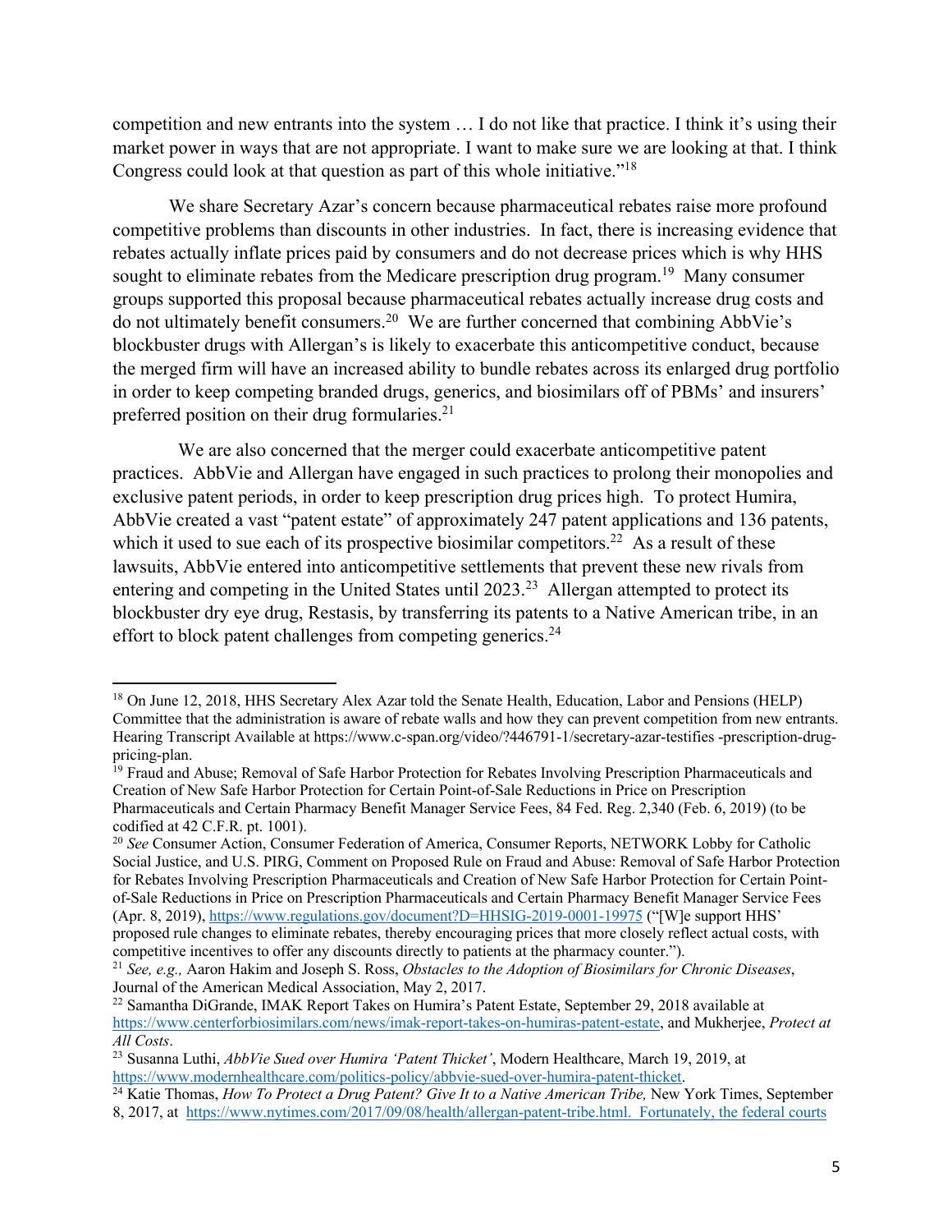competition and new entrants into the system … I do not like that practice. I think it's using their market power in ways that are not appropriate. I want to make sure we are looking at that. I think Congress could look at that question as part of this whole initiative."[18]

We share Secretary Azar's concern because pharmaceutical rebates raise more profound competitive problems than discounts in other industries. In fact, there is increasing evidence that rebates actually inflate prices paid by consumers and do not decrease prices which is why HHS sought to eliminate rebates from the Medicare prescription drug program.[19] Many consumer groups supported this proposal because pharmaceutical rebates actually increase drug costs and do not ultimately benefit consumers.[20] We are further concerned that combining AbbVie's blockbuster drugs with Allergan's is likely to exacerbate this anticompetitive conduct, because the merged firm will have an increased ability to bundle rebates across its enlarged drug portfolio in order to keep competing branded drugs, generics, and biosimilars off of PBMs' and insurers' preferred position on their drug formularies.[21]

We are also concerned that the merger could exacerbate anticompetitive patent practices. AbbVie and Allergan have engaged in such practices to prolong their monopolies and exclusive patent periods, in order to keep prescription drug prices high. To protect Humira, AbbVie created a vast "patent estate" of approximately 247 patent applications and 136 patents, which it used to sue each of its prospective biosimilar competitors.[22] As a result of these lawsuits, AbbVie entered into anticompetitive settlements that prevent these new rivals from entering and competing in the United States until 2023.[23] Allergan attempted to protect its blockbuster dry eye drug, Restasis, by transferring its patents to a Native American tribe, in an effort to block patent challenges from competing generics.[24]

---

[18] On June 12, 2018, HHS Secretary Alex Azar told the Senate Health, Education, Labor and Pensions (HELP) Committee that the administration is aware of rebate walls and how they can prevent competition from new entrants. Hearing Transcript Available at https://www.c-span.org/video/?446791-1/secretary-azar-testifies -prescription-drug-pricing-plan.

[19] Fraud and Abuse; Removal of Safe Harbor Protection for Rebates Involving Prescription Pharmaceuticals and Creation of New Safe Harbor Protection for Certain Point-of-Sale Reductions in Price on Prescription Pharmaceuticals and Certain Pharmacy Benefit Manager Service Fees, 84 Fed. Reg. 2,340 (Feb. 6, 2019) (to be codified at 42 C.F.R. pt. 1001).

[20] *See* Consumer Action, Consumer Federation of America, Consumer Reports, NETWORK Lobby for Catholic Social Justice, and U.S. PIRG, Comment on Proposed Rule on Fraud and Abuse: Removal of Safe Harbor Protection for Rebates Involving Prescription Pharmaceuticals and Creation of New Safe Harbor Protection for Certain Point-of-Sale Reductions in Price on Prescription Pharmaceuticals and Certain Pharmacy Benefit Manager Service Fees (Apr. 8, 2019), https://www.regulations.gov/document?D=HHSIG-2019-0001-19975 ("[W]e support HHS' proposed rule changes to eliminate rebates, thereby encouraging prices that more closely reflect actual costs, with competitive incentives to offer any discounts directly to patients at the pharmacy counter.").

[21] *See, e.g.,* Aaron Hakim and Joseph S. Ross, *Obstacles to the Adoption of Biosimilars for Chronic Diseases*, Journal of the American Medical Association, May 2, 2017.

[22] Samantha DiGrande, IMAK Report Takes on Humira's Patent Estate, September 29, 2018 available at https://www.centerforbiosimilars.com/news/imak-report-takes-on-humiras-patent-estate, and Mukherjee, *Protect at All Costs*.

[23] Susanna Luthi, *AbbVie Sued over Humira 'Patent Thicket'*, Modern Healthcare, March 19, 2019, at https://www.modernhealthcare.com/politics-policy/abbvie-sued-over-humira-patent-thicket.

[24] Katie Thomas, *How To Protect a Drug Patent? Give It to a Native American Tribe,* New York Times, September 8, 2017, at https://www.nytimes.com/2017/09/08/health/allergan-patent-tribe.html. Fortunately, the federal courts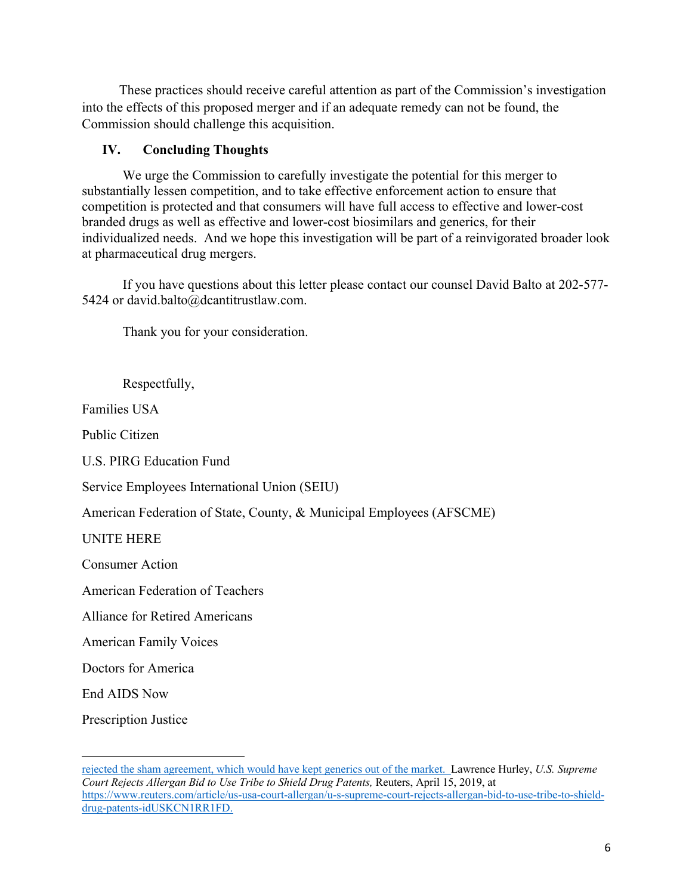These practices should receive careful attention as part of the Commission's investigation into the effects of this proposed merger and if an adequate remedy can not be found, the Commission should challenge this acquisition.

## IV. Concluding Thoughts

We urge the Commission to carefully investigate the potential for this merger to substantially lessen competition, and to take effective enforcement action to ensure that competition is protected and that consumers will have full access to effective and lower-cost branded drugs as well as effective and lower-cost biosimilars and generics, for their individualized needs. And we hope this investigation will be part of a reinvigorated broader look at pharmaceutical drug mergers.

If you have questions about this letter please contact our counsel David Balto at 202-577-5424 or david.balto@dcantitrustlaw.com.

Thank you for your consideration.

Respectfully,

Families USA

Public Citizen

U.S. PIRG Education Fund

Service Employees International Union (SEIU)

American Federation of State, County, & Municipal Employees (AFSCME)

UNITE HERE

Consumer Action

American Federation of Teachers

Alliance for Retired Americans

American Family Voices

Doctors for America

End AIDS Now

Prescription Justice

---

rejected the sham agreement, which would have kept generics out of the market. Lawrence Hurley, *U.S. Supreme Court Rejects Allergan Bid to Use Tribe to Shield Drug Patents,* Reuters, April 15, 2019, at https://www.reuters.com/article/us-usa-court-allergan/u-s-supreme-court-rejects-allergan-bid-to-use-tribe-to-shield-drug-patents-idUSKCN1RR1FD.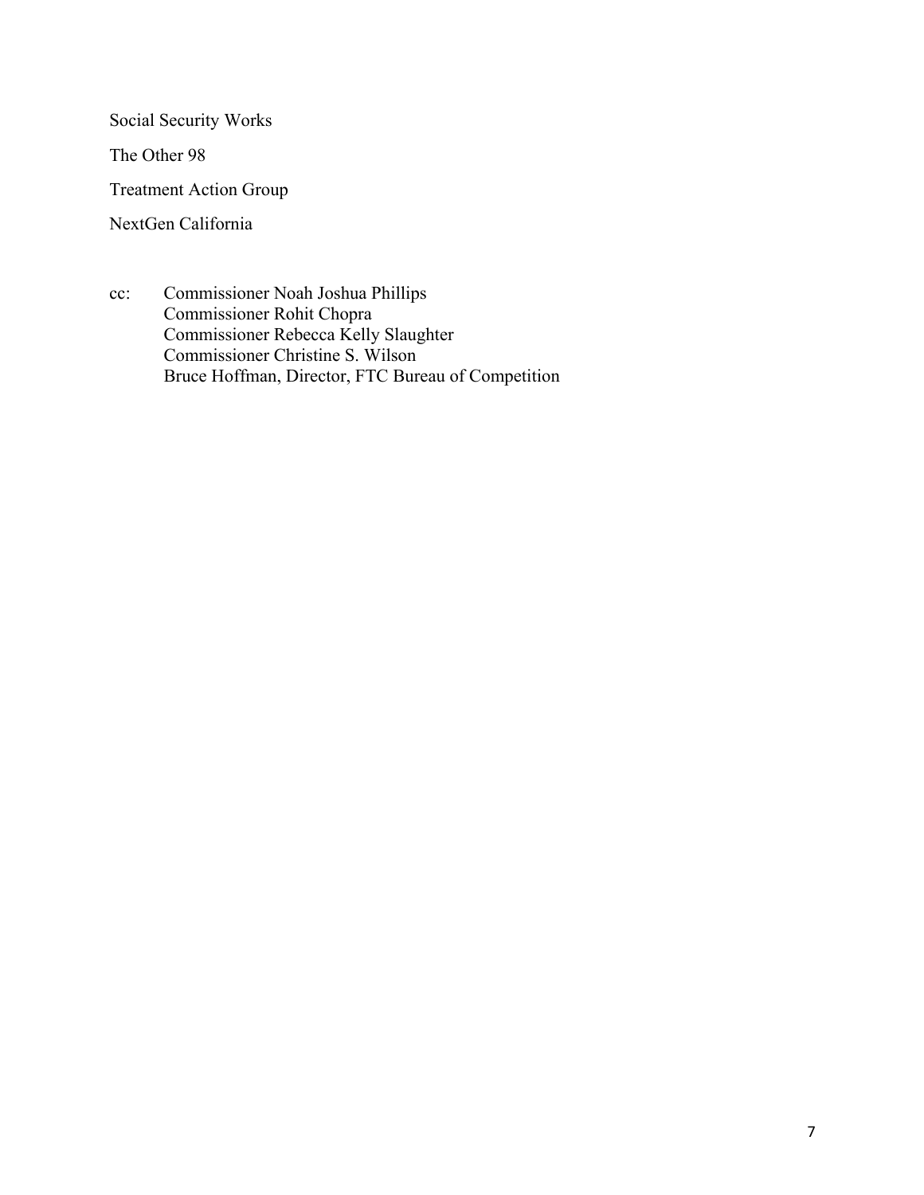Social Security Works

The Other 98

Treatment Action Group

NextGen California

cc: Commissioner Noah Joshua Phillips
Commissioner Rohit Chopra
Commissioner Rebecca Kelly Slaughter
Commissioner Christine S. Wilson
Bruce Hoffman, Director, FTC Bureau of Competition